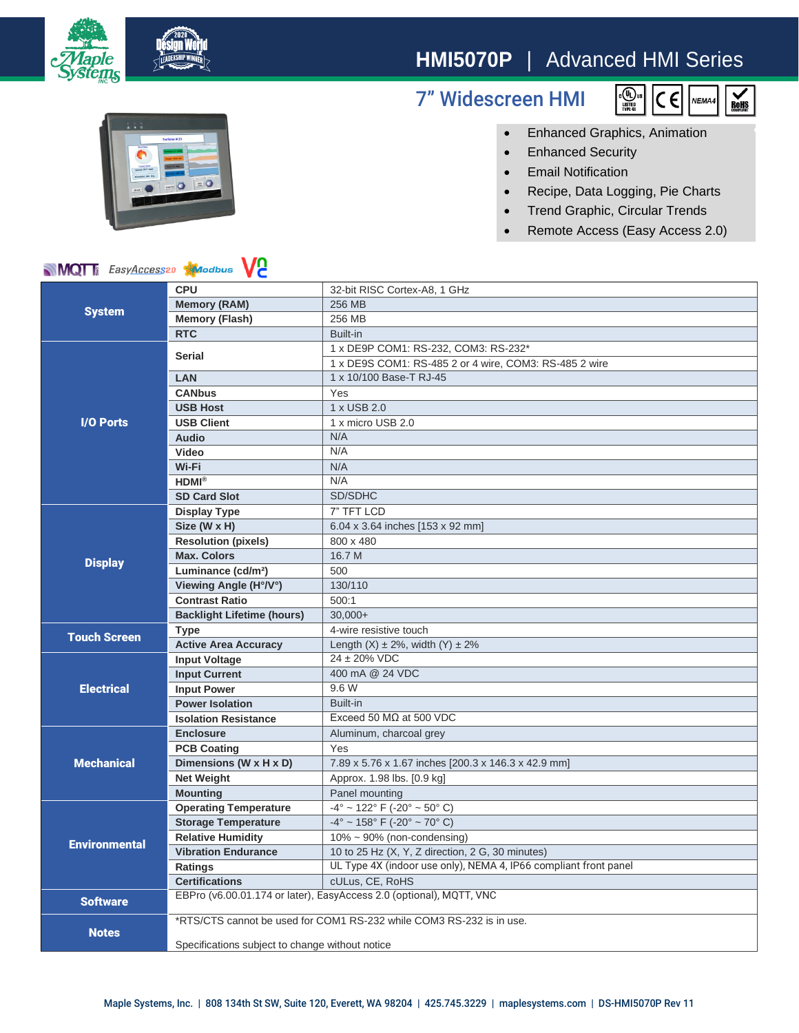# HMI5070P | Advanced HMI Series

## 7" Widescreen HMI

- Enhanced Graphics, Animation
- Enhanced Security
- Email Notification
- Recipe, Data Logging, Pie Charts
- Trend Graphic, Circular Trends
- Remote Access (Easy Access 2.0)

| | | |
|---|---|---|
| **System** | **CPU** | 32-bit RISC Cortex-A8, 1 GHz |
| | **Memory (RAM)** | 256 MB |
| | **Memory (Flash)** | 256 MB |
| | **RTC** | Built-in |
| **I/O Ports** | **Serial** | 1 x DE9P COM1: RS-232, COM3: RS-232* |
| | | 1 x DE9S COM1: RS-485 2 or 4 wire, COM3: RS-485 2 wire |
| | **LAN** | 1 x 10/100 Base-T RJ-45 |
| | **CANbus** | Yes |
| | **USB Host** | 1 x USB 2.0 |
| | **USB Client** | 1 x micro USB 2.0 |
| | **Audio** | N/A |
| | **Video** | N/A |
| | **Wi-Fi** | N/A |
| | **HDMI®** | N/A |
| | **SD Card Slot** | SD/SDHC |
| **Display** | **Display Type** | 7" TFT LCD |
| | **Size (W x H)** | 6.04 x 3.64 inches [153 x 92 mm] |
| | **Resolution (pixels)** | 800 x 480 |
| | **Max. Colors** | 16.7 M |
| | **Luminance (cd/m²)** | 500 |
| | **Viewing Angle (H°/V°)** | 130/110 |
| | **Contrast Ratio** | 500:1 |
| | **Backlight Lifetime (hours)** | 30,000+ |
| **Touch Screen** | **Type** | 4-wire resistive touch |
| | **Active Area Accuracy** | Length (X) ± 2%, width (Y) ± 2% |
| **Electrical** | **Input Voltage** | 24 ± 20% VDC |
| | **Input Current** | 400 mA @ 24 VDC |
| | **Input Power** | 9.6 W |
| | **Power Isolation** | Built-in |
| | **Isolation Resistance** | Exceed 50 MΩ at 500 VDC |
| **Mechanical** | **Enclosure** | Aluminum, charcoal grey |
| | **PCB Coating** | Yes |
| | **Dimensions (W x H x D)** | 7.89 x 5.76 x 1.67 inches [200.3 x 146.3 x 42.9 mm] |
| | **Net Weight** | Approx. 1.98 lbs. [0.9 kg] |
| | **Mounting** | Panel mounting |
| **Environmental** | **Operating Temperature** | -4° ~ 122° F (-20° ~ 50° C) |
| | **Storage Temperature** | -4° ~ 158° F (-20° ~ 70° C) |
| | **Relative Humidity** | 10% ~ 90% (non-condensing) |
| | **Vibration Endurance** | 10 to 25 Hz (X, Y, Z direction, 2 G, 30 minutes) |
| | **Ratings** | UL Type 4X (indoor use only), NEMA 4, IP66 compliant front panel |
| | **Certifications** | cULus, CE, RoHS |
| **Software** | EBPro (v6.00.01.174 or later), EasyAccess 2.0 (optional), MQTT, VNC | |
| **Notes** | *RTS/CTS cannot be used for COM1 RS-232 while COM3 RS-232 is in use.<br><br>Specifications subject to change without notice | |

Maple Systems, Inc. | 808 134th St SW, Suite 120, Everett, WA 98204 | 425.745.3229 | maplesystems.com | DS-HMI5070P Rev 11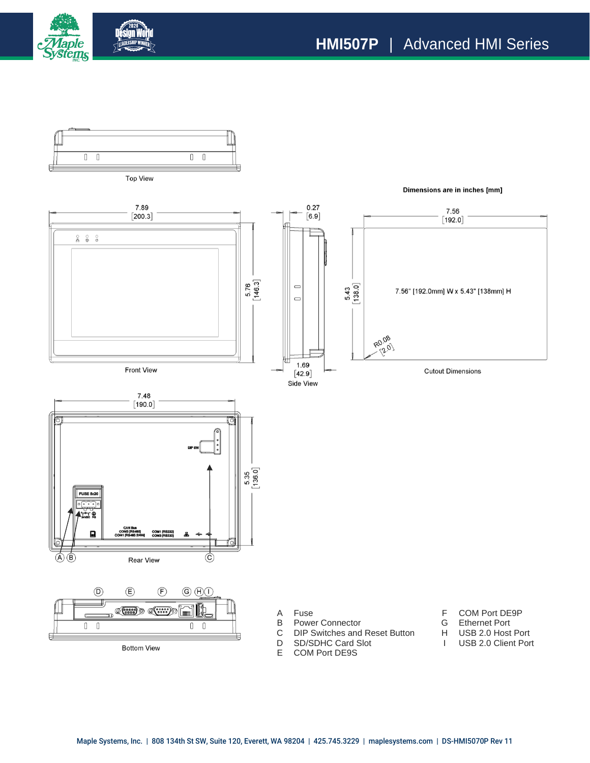# HMI507P | Advanced HMI Series

Dimensions are in inches [mm]

Top View

7.89
[200.3]

5.76
[146.3]

Front View

0.27
[6.9]

1.69
[42.9]

Side View

7.56
[192.0]

5.43
[138.0]

7.56" [192.0mm] W x 5.43" [138mm] H

R0.08
[2.0]

Cutout Dimensions

7.48
[190.0]

5.35
[136.0]

DIP SW

FUSE 5x20

24VDC FG

CAN Bus
COM3 [RS485]
COM1 [RS485 2/4W]

COM1 [RS232]
COM3 [RS232]

Rear View

Bottom View

| | | | |
|---|---|---|---|
| A | Fuse | F | COM Port DE9P |
| B | Power Connector | G | Ethernet Port |
| C | DIP Switches and Reset Button | H | USB 2.0 Host Port |
| D | SD/SDHC Card Slot | I | USB 2.0 Client Port |
| E | COM Port DE9S | | |

Maple Systems, Inc. | 808 134th St SW, Suite 120, Everett, WA 98204 | 425.745.3229 | maplesystems.com | DS-HMI5070P Rev 11